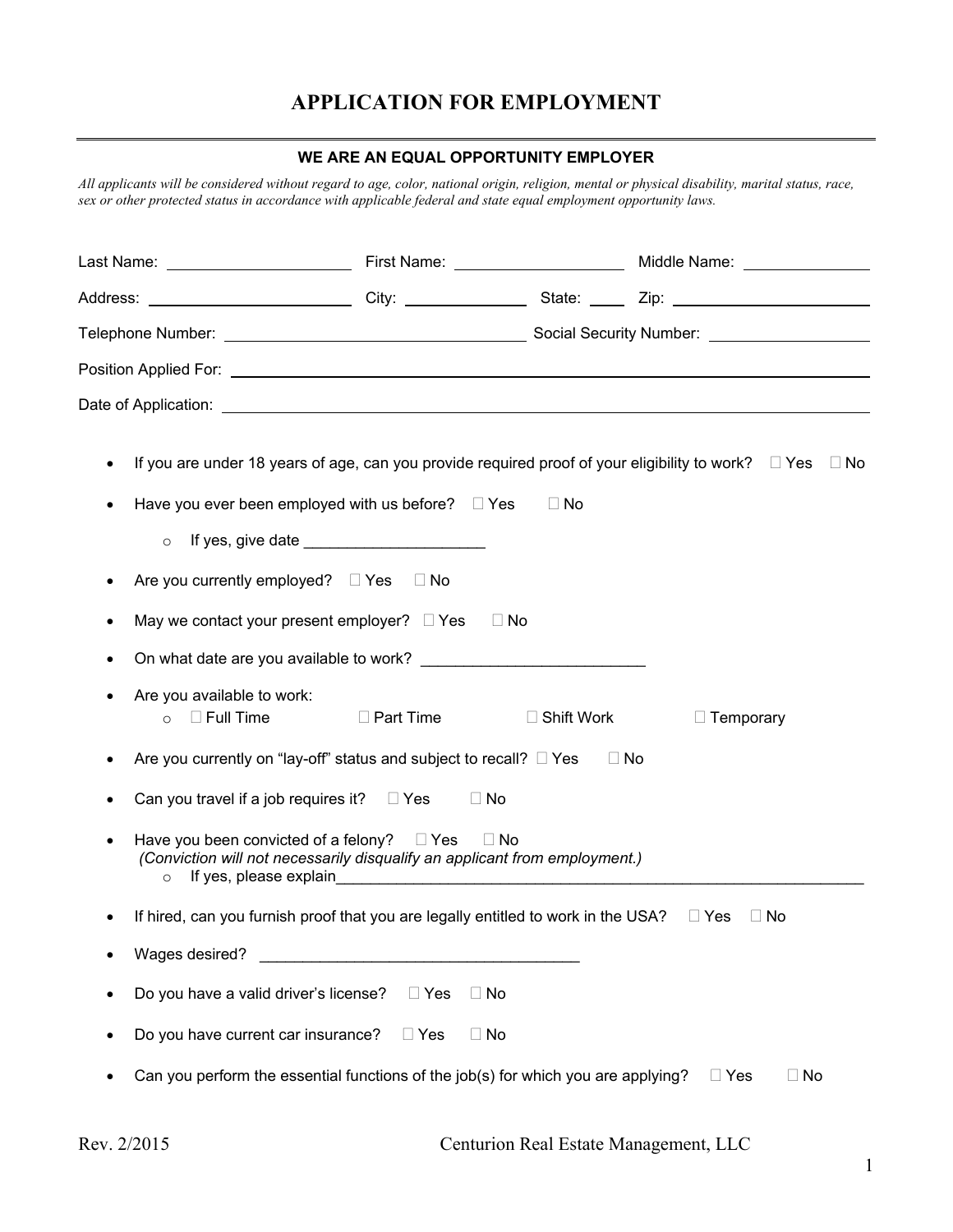# APPLICATION FOR EMPLOYMENT

**WE ARE AN EQUAL OPPORTUNITY EMPLOYER**

*All applicants will be considered without regard to age, color, national origin, religion, mental or physical disability, marital status, race, sex or other protected status in accordance with applicable federal and state equal employment opportunity laws.*

Last Name: ____________________ First Name: ____________________ Middle Name: ______________

Address: ______________________ City: _____________ State: _____ Zip: ______________________

Telephone Number: ________________________________ Social Security Number: __________________

Position Applied For: ______________________________________________________________________

Date of Application: _______________________________________________________________________

- If you are under 18 years of age, can you provide required proof of your eligibility to work? ☐ Yes ☐ No
- Have you ever been employed with us before? ☐ Yes ☐ No
  - If yes, give date _____________________
- Are you currently employed? ☐ Yes ☐ No
- May we contact your present employer? ☐ Yes ☐ No
- On what date are you available to work? __________________________
- Are you available to work:
  - ☐ Full Time ☐ Part Time ☐ Shift Work ☐ Temporary
- Are you currently on "lay-off" status and subject to recall? ☐ Yes ☐ No
- Can you travel if a job requires it? ☐ Yes ☐ No
- Have you been convicted of a felony? ☐ Yes ☐ No
  *(Conviction will not necessarily disqualify an applicant from employment.)*
  - If yes, please explain_______________________________________________________________
- If hired, can you furnish proof that you are legally entitled to work in the USA? ☐ Yes ☐ No
- Wages desired? _____________________________________
- Do you have a valid driver's license? ☐ Yes ☐ No
- Do you have current car insurance? ☐ Yes ☐ No
- Can you perform the essential functions of the job(s) for which you are applying? ☐ Yes ☐ No

Rev. 2/2015 Centurion Real Estate Management, LLC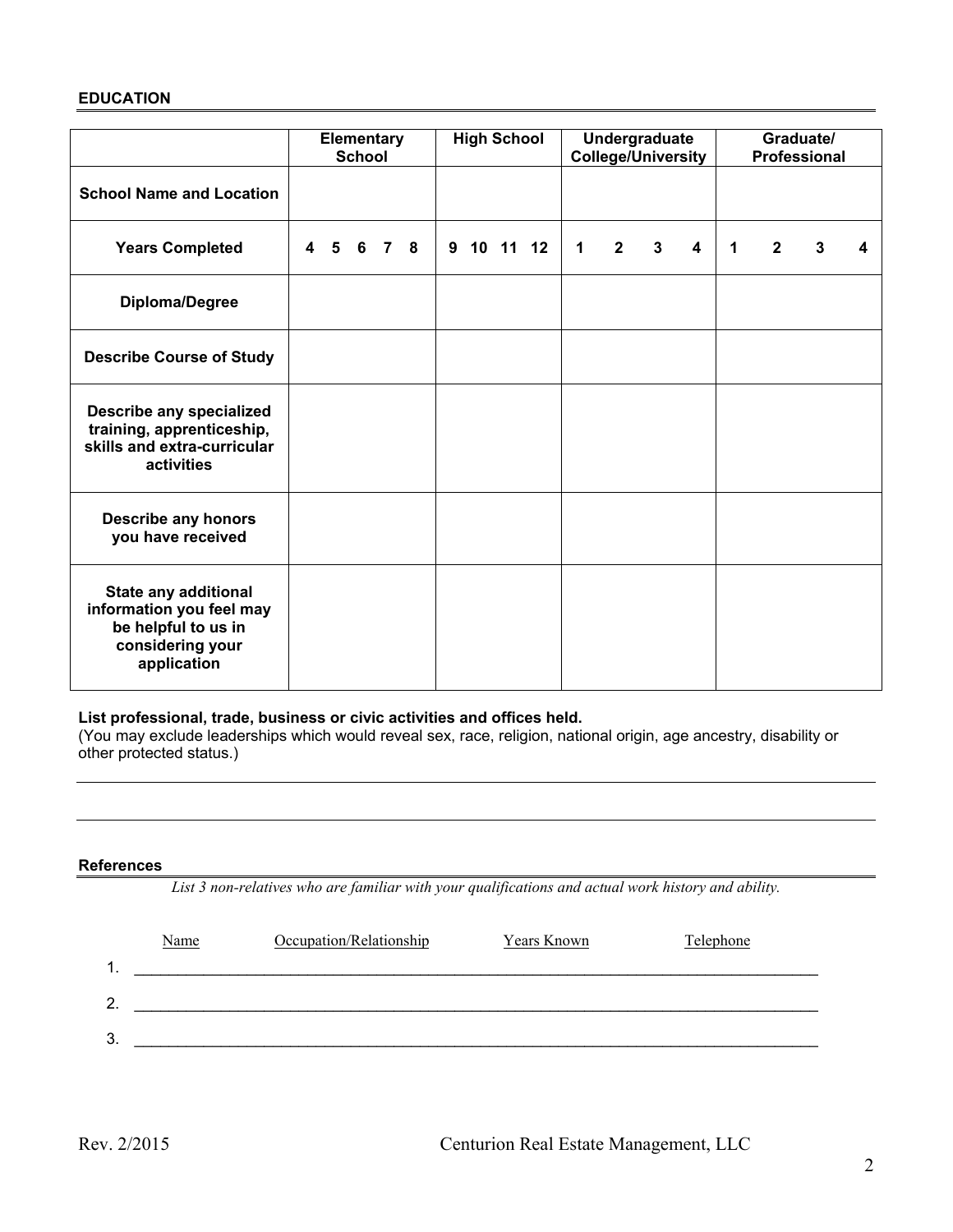### EDUCATION

| | Elementary School | High School | Undergraduate College/University | Graduate/ Professional |
|---|---|---|---|---|
| **School Name and Location** | | | | |
| **Years Completed** | 4 5 6 7 8 | 9 10 11 12 | 1 2 3 4 | 1 2 3 4 |
| **Diploma/Degree** | | | | |
| **Describe Course of Study** | | | | |
| **Describe any specialized training, apprenticeship, skills and extra-curricular activities** | | | | |
| **Describe any honors you have received** | | | | |
| **State any additional information you feel may be helpful to us in considering your application** | | | | |

**List professional, trade, business or civic activities and offices held.**
(You may exclude leaderships which would reveal sex, race, religion, national origin, age ancestry, disability or other protected status.)

___________________________________________________________________________

___________________________________________________________________________

### References

*List 3 non-relatives who are familiar with your qualifications and actual work history and ability.*

| Name | Occupation/Relationship | Years Known | Telephone |
|---|---|---|---|
| 1. | | | |
| 2. | | | |
| 3. | | | |

Rev. 2/2015 Centurion Real Estate Management, LLC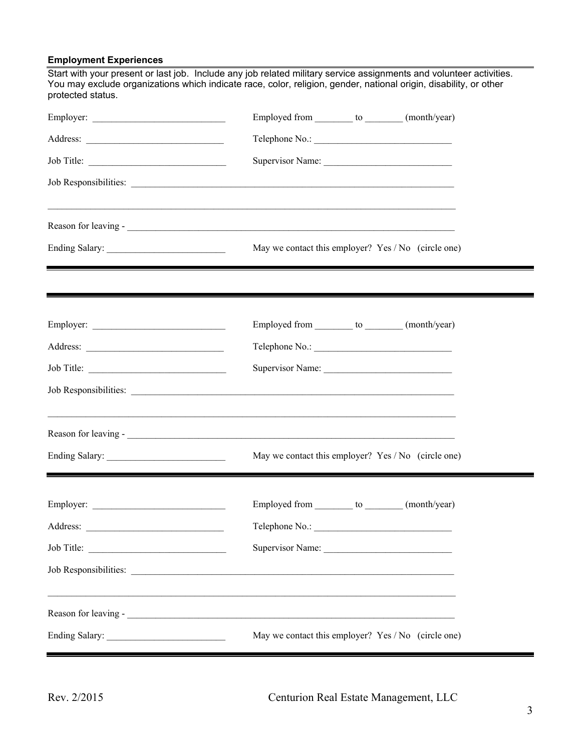**Employment Experiences**

Start with your present or last job. Include any job related military service assignments and volunteer activities. You may exclude organizations which indicate race, color, religion, gender, national origin, disability, or other protected status.

Employer: ____________________________ Employed from ________ to ________ (month/year)

Address: ____________________________ Telephone No.: ____________________________

Job Title: ____________________________ Supervisor Name: ____________________________

Job Responsibilities: ______________________________________________________________________

__________________________________________________________________________________________

Reason for leaving - ______________________________________________________________________

Ending Salary: __________________________ May we contact this employer? Yes / No (circle one)

---

---

Employer: ____________________________ Employed from ________ to ________ (month/year)

Address: ____________________________ Telephone No.: ____________________________

Job Title: ____________________________ Supervisor Name: ____________________________

Job Responsibilities: ______________________________________________________________________

__________________________________________________________________________________________

Reason for leaving - ______________________________________________________________________

Ending Salary: __________________________ May we contact this employer? Yes / No (circle one)

---

Employer: ____________________________ Employed from ________ to ________ (month/year)

Address: ____________________________ Telephone No.: ____________________________

Job Title: ____________________________ Supervisor Name: ____________________________

Job Responsibilities: ______________________________________________________________________

__________________________________________________________________________________________

Reason for leaving - ______________________________________________________________________

Ending Salary: __________________________ May we contact this employer? Yes / No (circle one)

---

Rev. 2/2015 Centurion Real Estate Management, LLC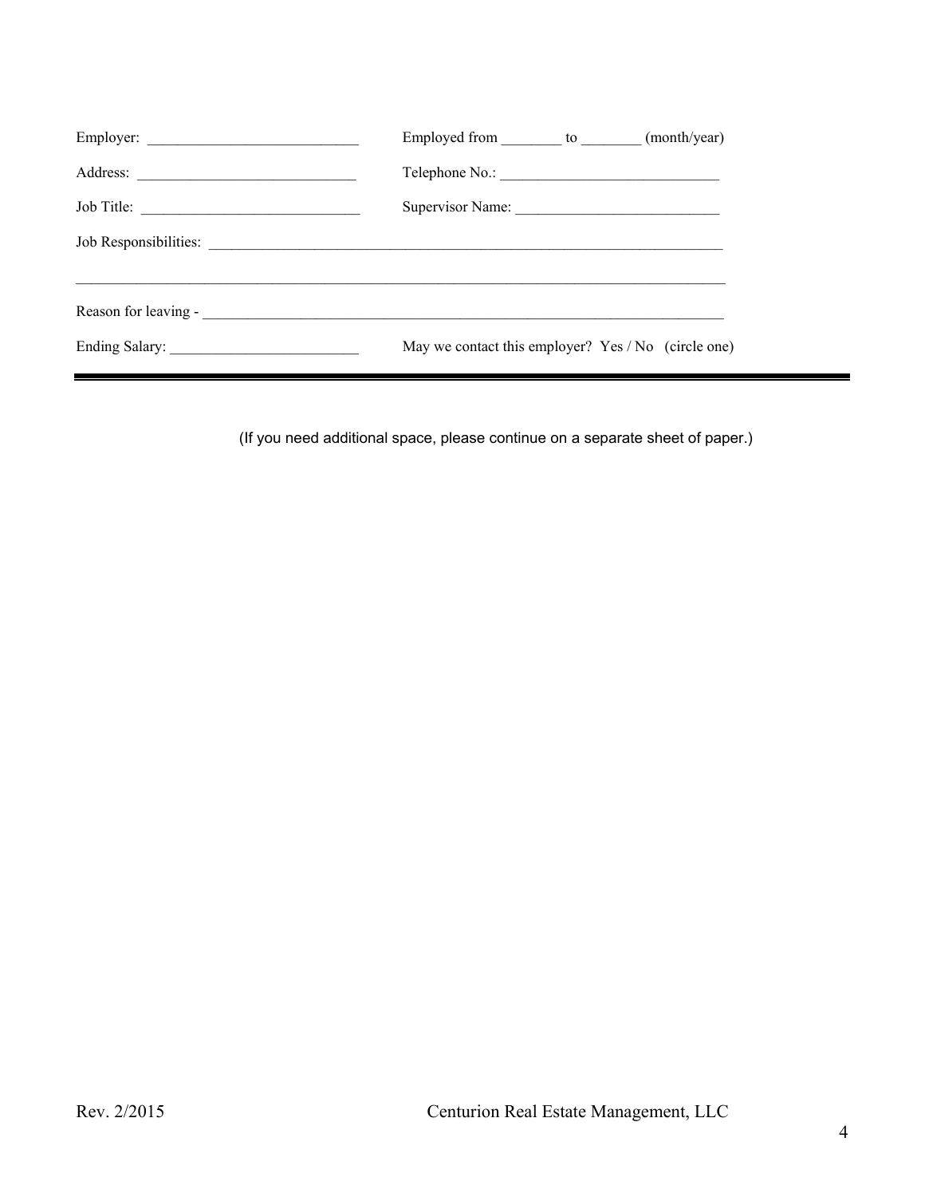Employer: ____________________________ Employed from ________ to ________ (month/year)

Address: _____________________________ Telephone No.: _____________________________

Job Title: _____________________________ Supervisor Name: __________________________

Job Responsibilities: ______________________________________________________________________

___________________________________________________________________________________________

Reason for leaving - _______________________________________________________________________

Ending Salary: _________________________ May we contact this employer? Yes / No (circle one)

---

(If you need additional space, please continue on a separate sheet of paper.)

Rev. 2/2015 Centurion Real Estate Management, LLC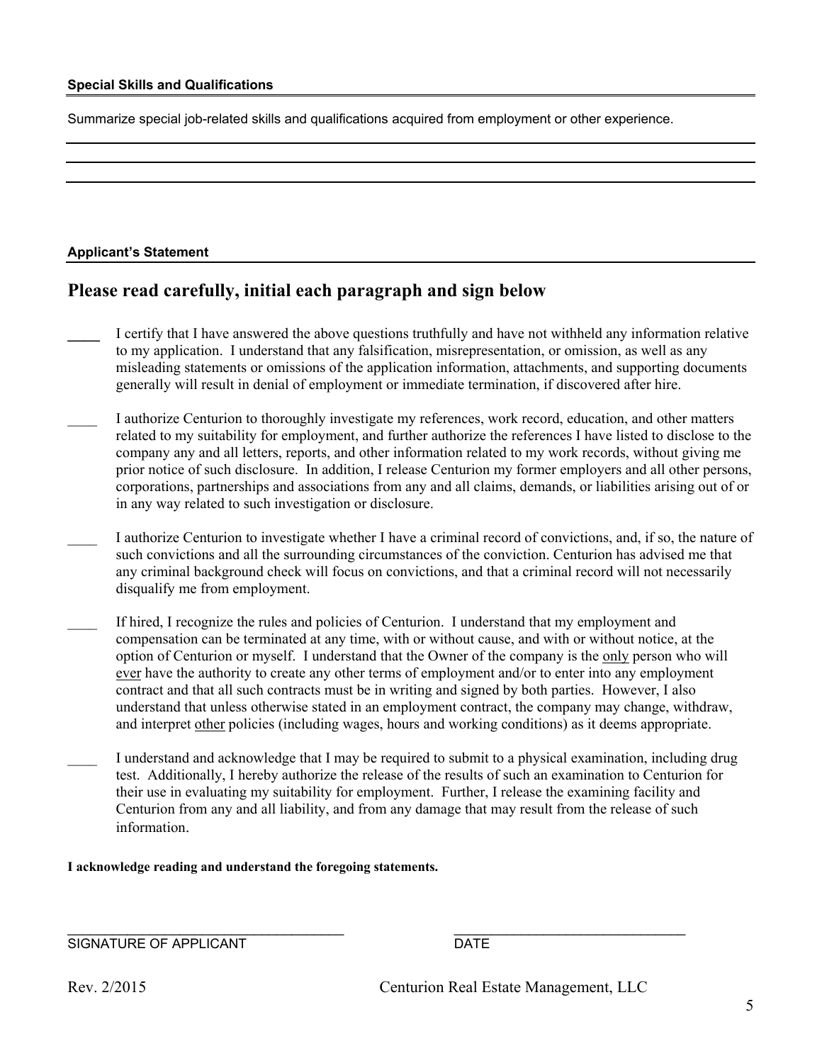**Special Skills and Qualifications**

Summarize special job-related skills and qualifications acquired from employment or other experience.

\_\_\_\_\_\_\_\_\_\_\_\_\_\_\_\_\_\_\_\_\_\_\_\_\_\_\_\_\_\_\_\_\_\_\_\_\_\_\_\_\_\_\_\_\_\_\_\_\_\_\_\_\_\_\_\_\_\_\_\_\_\_\_\_\_\_\_\_\_\_\_\_\_\_\_\_\_\_

\_\_\_\_\_\_\_\_\_\_\_\_\_\_\_\_\_\_\_\_\_\_\_\_\_\_\_\_\_\_\_\_\_\_\_\_\_\_\_\_\_\_\_\_\_\_\_\_\_\_\_\_\_\_\_\_\_\_\_\_\_\_\_\_\_\_\_\_\_\_\_\_\_\_\_\_\_\_

\_\_\_\_\_\_\_\_\_\_\_\_\_\_\_\_\_\_\_\_\_\_\_\_\_\_\_\_\_\_\_\_\_\_\_\_\_\_\_\_\_\_\_\_\_\_\_\_\_\_\_\_\_\_\_\_\_\_\_\_\_\_\_\_\_\_\_\_\_\_\_\_\_\_\_\_\_\_

**Applicant's Statement**

## Please read carefully, initial each paragraph and sign below

\_\_\_\_ I certify that I have answered the above questions truthfully and have not withheld any information relative to my application. I understand that any falsification, misrepresentation, or omission, as well as any misleading statements or omissions of the application information, attachments, and supporting documents generally will result in denial of employment or immediate termination, if discovered after hire.

\_\_\_\_ I authorize Centurion to thoroughly investigate my references, work record, education, and other matters related to my suitability for employment, and further authorize the references I have listed to disclose to the company any and all letters, reports, and other information related to my work records, without giving me prior notice of such disclosure. In addition, I release Centurion my former employers and all other persons, corporations, partnerships and associations from any and all claims, demands, or liabilities arising out of or in any way related to such investigation or disclosure.

\_\_\_\_ I authorize Centurion to investigate whether I have a criminal record of convictions, and, if so, the nature of such convictions and all the surrounding circumstances of the conviction. Centurion has advised me that any criminal background check will focus on convictions, and that a criminal record will not necessarily disqualify me from employment.

\_\_\_\_ If hired, I recognize the rules and policies of Centurion. I understand that my employment and compensation can be terminated at any time, with or without cause, and with or without notice, at the option of Centurion or myself. I understand that the Owner of the company is the <u>only</u> person who will <u>ever</u> have the authority to create any other terms of employment and/or to enter into any employment contract and that all such contracts must be in writing and signed by both parties. However, I also understand that unless otherwise stated in an employment contract, the company may change, withdraw, and interpret <u>other</u> policies (including wages, hours and working conditions) as it deems appropriate.

\_\_\_\_ I understand and acknowledge that I may be required to submit to a physical examination, including drug test. Additionally, I hereby authorize the release of the results of such an examination to Centurion for their use in evaluating my suitability for employment. Further, I release the examining facility and Centurion from any and all liability, and from any damage that may result from the release of such information.

**I acknowledge reading and understand the foregoing statements.**

\_\_\_\_\_\_\_\_\_\_\_\_\_\_\_\_\_\_\_\_\_\_\_\_\_\_\_\_\_\_\_\_\_\_\_\_\_ \_\_\_\_\_\_\_\_\_\_\_\_\_\_\_\_\_\_\_\_\_\_\_\_\_\_\_\_\_\_\_\_
SIGNATURE OF APPLICANT DATE

Rev. 2/2015 Centurion Real Estate Management, LLC